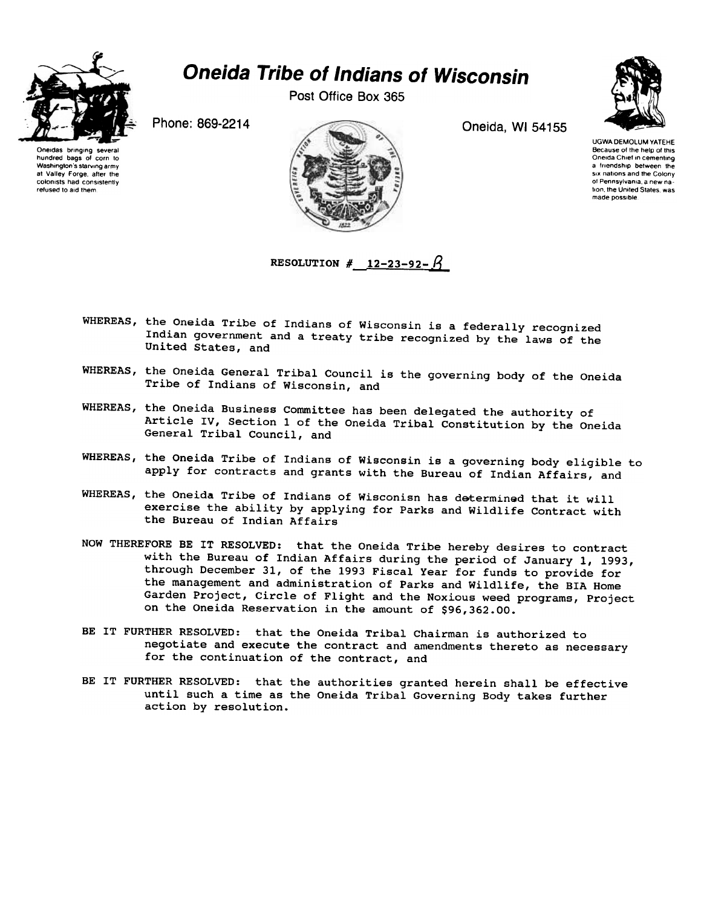# Oneida Tribe of Indians of Wisconsin

Post Office Box 365

Phone: 869-2214

Oneida, WI 54155

Oneidas bringing several hundred bags of corn to Washington's starving army at Valley Forge, after the colonists had consistently refused to aid them

UGWA DEMOLUM YATEHE
Because of the help of this Oneida Chief in cementing a friendship between the six nations and the Colony of Pennsylvania, a new nation, the United States, was made possible

**RESOLUTION # 12-23-92-B**

WHEREAS, the Oneida Tribe of Indians of Wisconsin is a federally recognized Indian government and a treaty tribe recognized by the laws of the United States, and

WHEREAS, the Oneida General Tribal Council is the governing body of the Oneida Tribe of Indians of Wisconsin, and

WHEREAS, the Oneida Business Committee has been delegated the authority of Article IV, Section 1 of the Oneida Tribal Constitution by the Oneida General Tribal Council, and

WHEREAS, the Oneida Tribe of Indians of Wisconsin is a governing body eligible to apply for contracts and grants with the Bureau of Indian Affairs, and

WHEREAS, the Oneida Tribe of Indians of Wisconisn has determined that it will exercise the ability by applying for Parks and Wildlife Contract with the Bureau of Indian Affairs

NOW THEREFORE BE IT RESOLVED: that the Oneida Tribe hereby desires to contract with the Bureau of Indian Affairs during the period of January 1, 1993, through December 31, of the 1993 Fiscal Year for funds to provide for the management and administration of Parks and Wildlife, the BIA Home Garden Project, Circle of Flight and the Noxious weed programs, Project on the Oneida Reservation in the amount of $96,362.00.

BE IT FURTHER RESOLVED: that the Oneida Tribal Chairman is authorized to negotiate and execute the contract and amendments thereto as necessary for the continuation of the contract, and

BE IT FURTHER RESOLVED: that the authorities granted herein shall be effective until such a time as the Oneida Tribal Governing Body takes further action by resolution.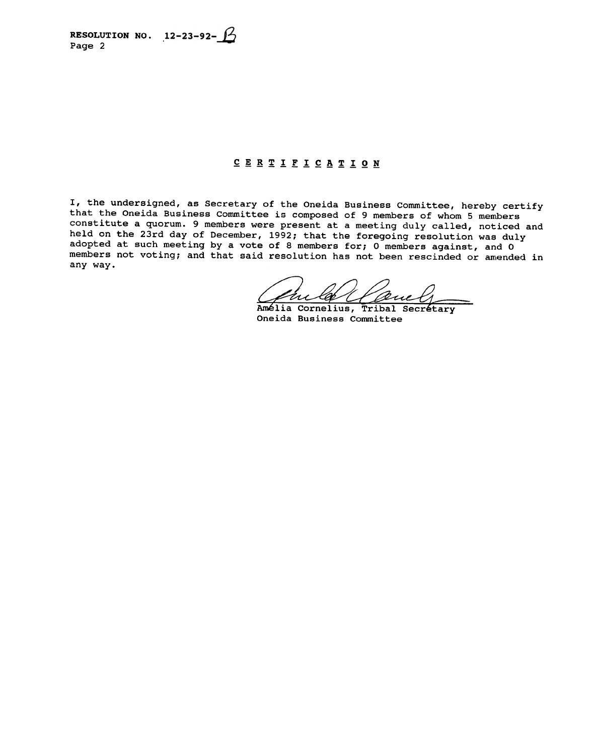RESOLUTION NO. 12-23-92-B
Page 2

## C E R T I F I C A T I O N

I, the undersigned, as Secretary of the Oneida Business Committee, hereby certify that the Oneida Business Committee is composed of 9 members of whom 5 members constitute a quorum. 9 members were present at a meeting duly called, noticed and held on the 23rd day of December, 1992; that the foregoing resolution was duly adopted at such meeting by a vote of 8 members for; 0 members against, and 0 members not voting; and that said resolution has not been rescinded or amended in any way.

Amelia Cornelius, Tribal Secretary
Oneida Business Committee